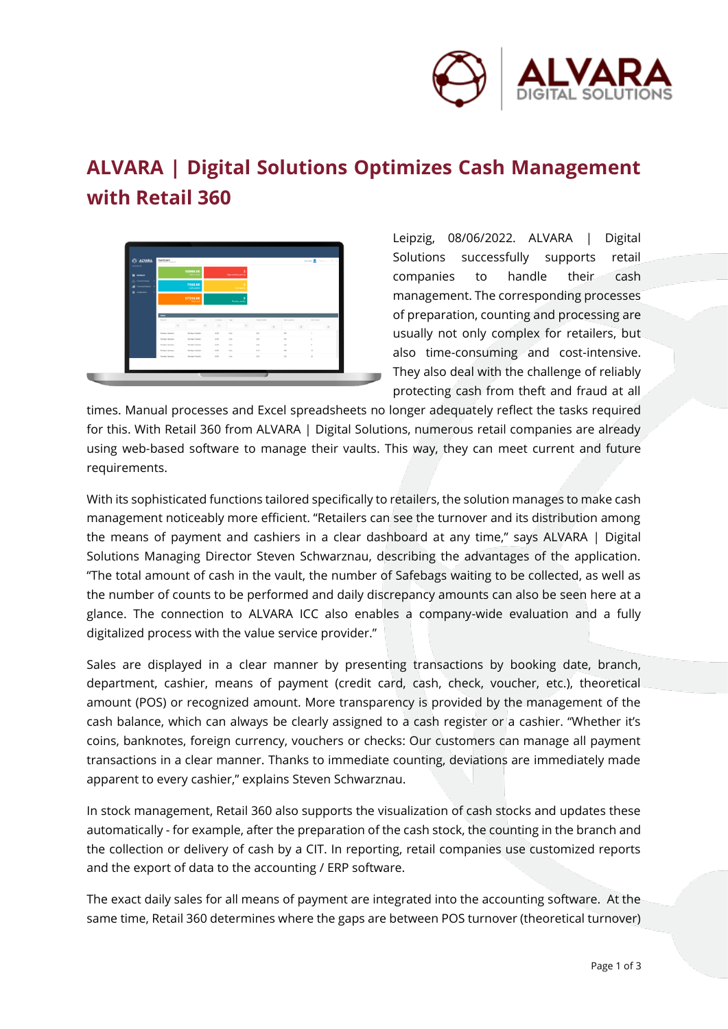# ALVARA | Digital Solutions Optimizes Cash Management with Retail 360

Leipzig, 08/06/2022. ALVARA | Digital Solutions successfully supports retail companies to handle their cash management. The corresponding processes of preparation, counting and processing are usually not only complex for retailers, but also time-consuming and cost-intensive. They also deal with the challenge of reliably protecting cash from theft and fraud at all times. Manual processes and Excel spreadsheets no longer adequately reflect the tasks required for this. With Retail 360 from ALVARA | Digital Solutions, numerous retail companies are already using web-based software to manage their vaults. This way, they can meet current and future requirements.

With its sophisticated functions tailored specifically to retailers, the solution manages to make cash management noticeably more efficient. “Retailers can see the turnover and its distribution among the means of payment and cashiers in a clear dashboard at any time,” says ALVARA | Digital Solutions Managing Director Steven Schwarznau, describing the advantages of the application. “The total amount of cash in the vault, the number of Safebags waiting to be collected, as well as the number of counts to be performed and daily discrepancy amounts can also be seen here at a glance. The connection to ALVARA ICC also enables a company-wide evaluation and a fully digitalized process with the value service provider.”

Sales are displayed in a clear manner by presenting transactions by booking date, branch, department, cashier, means of payment (credit card, cash, check, voucher, etc.), theoretical amount (POS) or recognized amount. More transparency is provided by the management of the cash balance, which can always be clearly assigned to a cash register or a cashier. “Whether it’s coins, banknotes, foreign currency, vouchers or checks: Our customers can manage all payment transactions in a clear manner. Thanks to immediate counting, deviations are immediately made apparent to every cashier,” explains Steven Schwarznau.

In stock management, Retail 360 also supports the visualization of cash stocks and updates these automatically - for example, after the preparation of the cash stock, the counting in the branch and the collection or delivery of cash by a CIT. In reporting, retail companies use customized reports and the export of data to the accounting / ERP software.

The exact daily sales for all means of payment are integrated into the accounting software. At the same time, Retail 360 determines where the gaps are between POS turnover (theoretical turnover)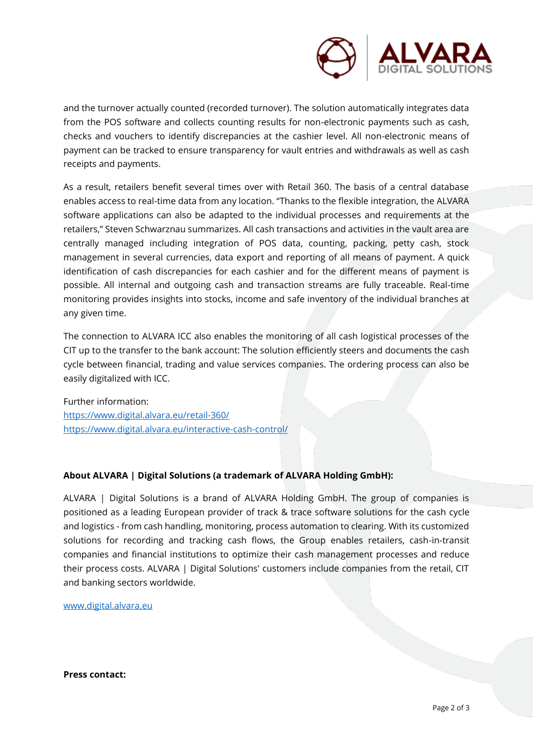and the turnover actually counted (recorded turnover). The solution automatically integrates data from the POS software and collects counting results for non-electronic payments such as cash, checks and vouchers to identify discrepancies at the cashier level. All non-electronic means of payment can be tracked to ensure transparency for vault entries and withdrawals as well as cash receipts and payments.

As a result, retailers benefit several times over with Retail 360. The basis of a central database enables access to real-time data from any location. "Thanks to the flexible integration, the ALVARA software applications can also be adapted to the individual processes and requirements at the retailers," Steven Schwarznau summarizes. All cash transactions and activities in the vault area are centrally managed including integration of POS data, counting, packing, petty cash, stock management in several currencies, data export and reporting of all means of payment. A quick identification of cash discrepancies for each cashier and for the different means of payment is possible. All internal and outgoing cash and transaction streams are fully traceable. Real-time monitoring provides insights into stocks, income and safe inventory of the individual branches at any given time.

The connection to ALVARA ICC also enables the monitoring of all cash logistical processes of the CIT up to the transfer to the bank account: The solution efficiently steers and documents the cash cycle between financial, trading and value services companies. The ordering process can also be easily digitalized with ICC.

Further information:
https://www.digital.alvara.eu/retail-360/
https://www.digital.alvara.eu/interactive-cash-control/

**About ALVARA | Digital Solutions (a trademark of ALVARA Holding GmbH):**

ALVARA | Digital Solutions is a brand of ALVARA Holding GmbH. The group of companies is positioned as a leading European provider of track & trace software solutions for the cash cycle and logistics - from cash handling, monitoring, process automation to clearing. With its customized solutions for recording and tracking cash flows, the Group enables retailers, cash-in-transit companies and financial institutions to optimize their cash management processes and reduce their process costs. ALVARA | Digital Solutions' customers include companies from the retail, CIT and banking sectors worldwide.

www.digital.alvara.eu

**Press contact:**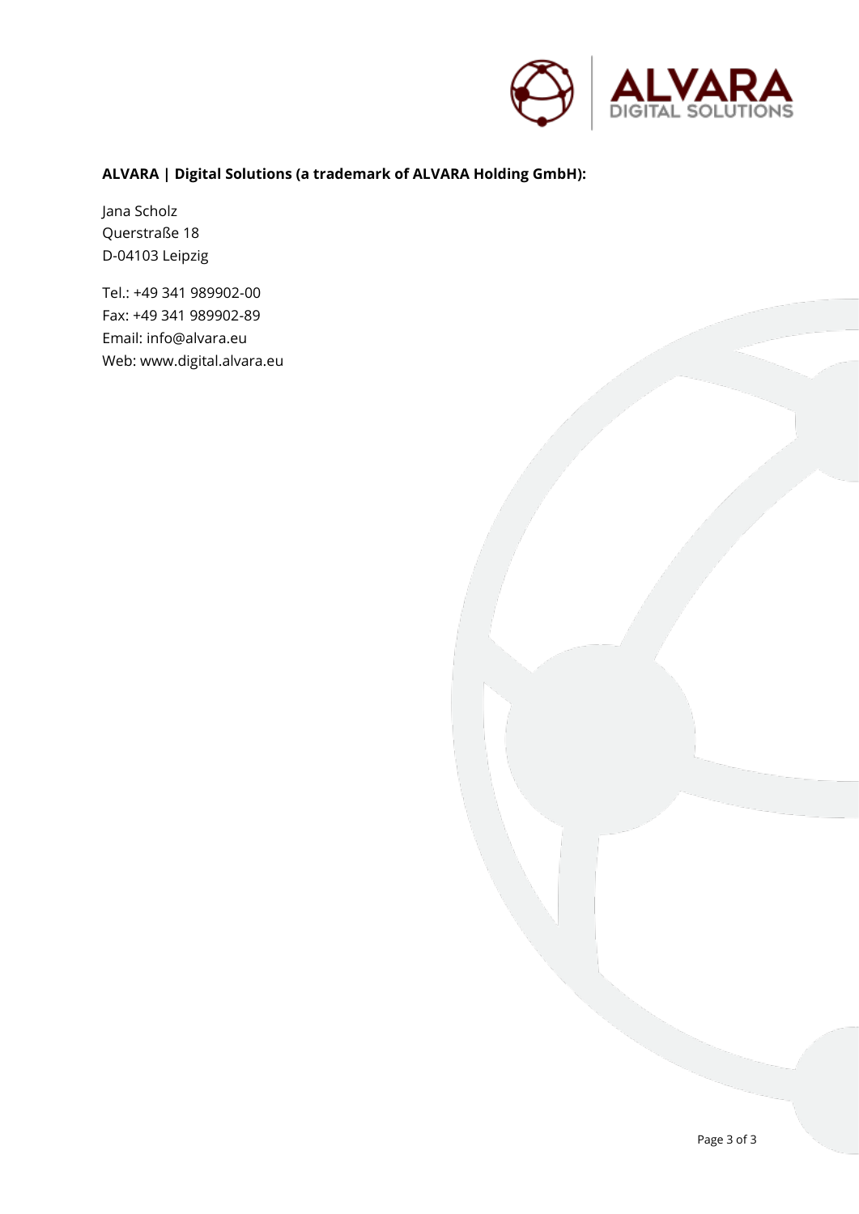**ALVARA | Digital Solutions (a trademark of ALVARA Holding GmbH):**

Jana Scholz
Querstraße 18
D-04103 Leipzig

Tel.: +49 341 989902-00
Fax: +49 341 989902-89
Email: info@alvara.eu
Web: www.digital.alvara.eu